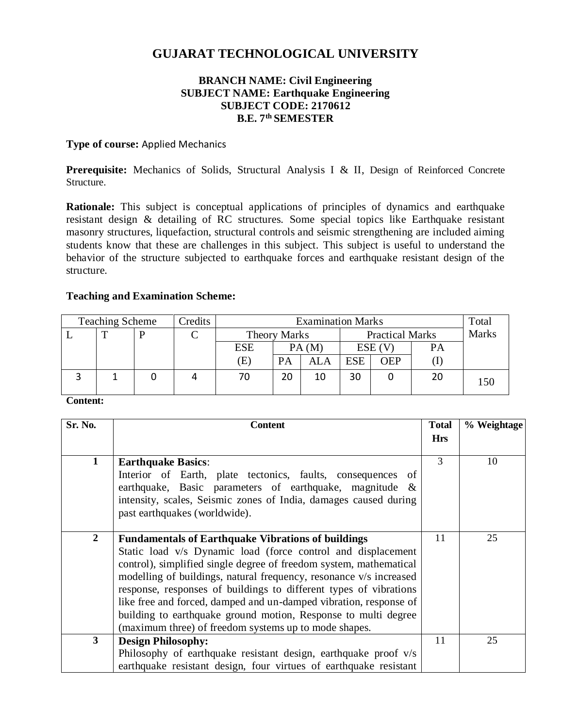# GUJARAT TECHNOLOGICAL UNIVERSITY

**BRANCH NAME: Civil Engineering**
**SUBJECT NAME: Earthquake Engineering**
**SUBJECT CODE: 2170612**
**B.E. 7th SEMESTER**

**Type of course:** Applied Mechanics

**Prerequisite:** Mechanics of Solids, Structural Analysis I & II, Design of Reinforced Concrete Structure.

**Rationale:** This subject is conceptual applications of principles of dynamics and earthquake resistant design & detailing of RC structures. Some special topics like Earthquake resistant masonry structures, liquefaction, structural controls and seismic strengthening are included aiming students know that these are challenges in this subject. This subject is useful to understand the behavior of the structure subjected to earthquake forces and earthquake resistant design of the structure.

**Teaching and Examination Scheme:**

| Teaching Scheme | | | Credits | Examination Marks | | | | | | Total Marks |
|---|---|---|---|---|---|---|---|---|---|---|
| L | T | P | C | Theory Marks | | | Practical Marks | | | |
| | | | | ESE (E) | PA (M) | | ESE (V) | | PA (I) | |
| | | | | | PA | ALA | ESE | OEP | | |
| 3 | 1 | 0 | 4 | 70 | 20 | 10 | 30 | 0 | 20 | 150 |

**Content:**

| Sr. No. | Content | Total Hrs | % Weightage |
|---|---|---|---|
| 1 | **Earthquake Basics**: Interior of Earth, plate tectonics, faults, consequences of earthquake, Basic parameters of earthquake, magnitude & intensity, scales, Seismic zones of India, damages caused during past earthquakes (worldwide). | 3 | 10 |
| 2 | **Fundamentals of Earthquake Vibrations of buildings** Static load v/s Dynamic load (force control and displacement control), simplified single degree of freedom system, mathematical modelling of buildings, natural frequency, resonance v/s increased response, responses of buildings to different types of vibrations like free and forced, damped and un-damped vibration, response of building to earthquake ground motion, Response to multi degree (maximum three) of freedom systems up to mode shapes. | 11 | 25 |
| 3 | **Design Philosophy:** Philosophy of earthquake resistant design, earthquake proof v/s earthquake resistant design, four virtues of earthquake resistant | 11 | 25 |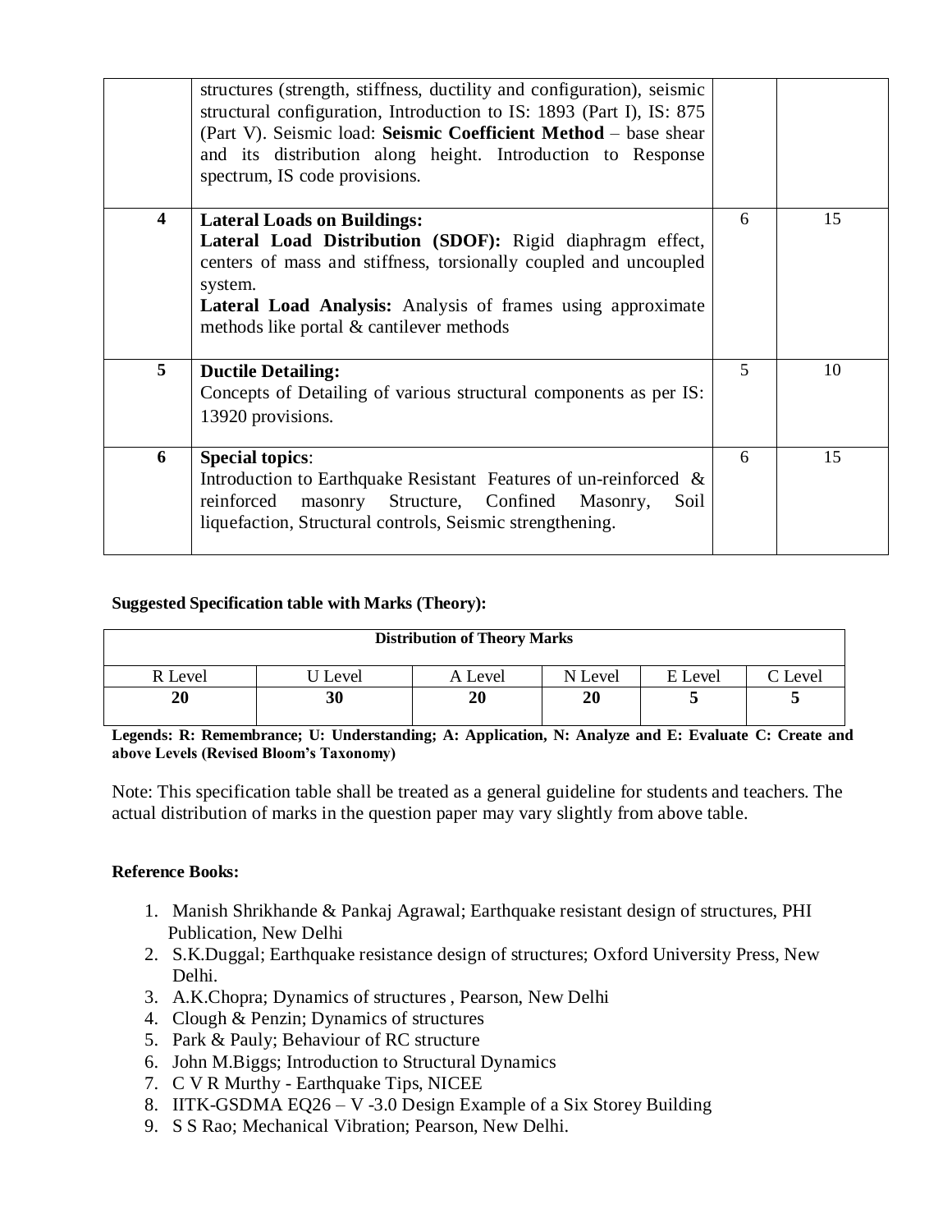| | structures (strength, stiffness, ductility and configuration), seismic structural configuration, Introduction to IS: 1893 (Part I), IS: 875 (Part V). Seismic load: **Seismic Coefficient Method** – base shear and its distribution along height. Introduction to Response spectrum, IS code provisions. | | |
|---|---|---|---|
| **4** | **Lateral Loads on Buildings:** **Lateral Load Distribution (SDOF):** Rigid diaphragm effect, centers of mass and stiffness, torsionally coupled and uncoupled system. **Lateral Load Analysis:** Analysis of frames using approximate methods like portal & cantilever methods | 6 | 15 |
| **5** | **Ductile Detailing:** Concepts of Detailing of various structural components as per IS: 13920 provisions. | 5 | 10 |
| **6** | **Special topics**: Introduction to Earthquake Resistant Features of un-reinforced & reinforced masonry Structure, Confined Masonry, Soil liquefaction, Structural controls, Seismic strengthening. | 6 | 15 |

**Suggested Specification table with Marks (Theory):**

| **Distribution of Theory Marks** | | | | | |
|---|---|---|---|---|---|
| R Level | U Level | A Level | N Level | E Level | C Level |
| **20** | **30** | **20** | **20** | **5** | **5** |

**Legends: R: Remembrance; U: Understanding; A: Application, N: Analyze and E: Evaluate C: Create and above Levels (Revised Bloom's Taxonomy)**

Note: This specification table shall be treated as a general guideline for students and teachers. The actual distribution of marks in the question paper may vary slightly from above table.

**Reference Books:**

1. Manish Shrikhande & Pankaj Agrawal; Earthquake resistant design of structures, PHI Publication, New Delhi
2. S.K.Duggal; Earthquake resistance design of structures; Oxford University Press, New Delhi.
3. A.K.Chopra; Dynamics of structures , Pearson, New Delhi
4. Clough & Penzin; Dynamics of structures
5. Park & Pauly; Behaviour of RC structure
6. John M.Biggs; Introduction to Structural Dynamics
7. C V R Murthy - Earthquake Tips, NICEE
8. IITK-GSDMA EQ26 – V -3.0 Design Example of a Six Storey Building
9. S S Rao; Mechanical Vibration; Pearson, New Delhi.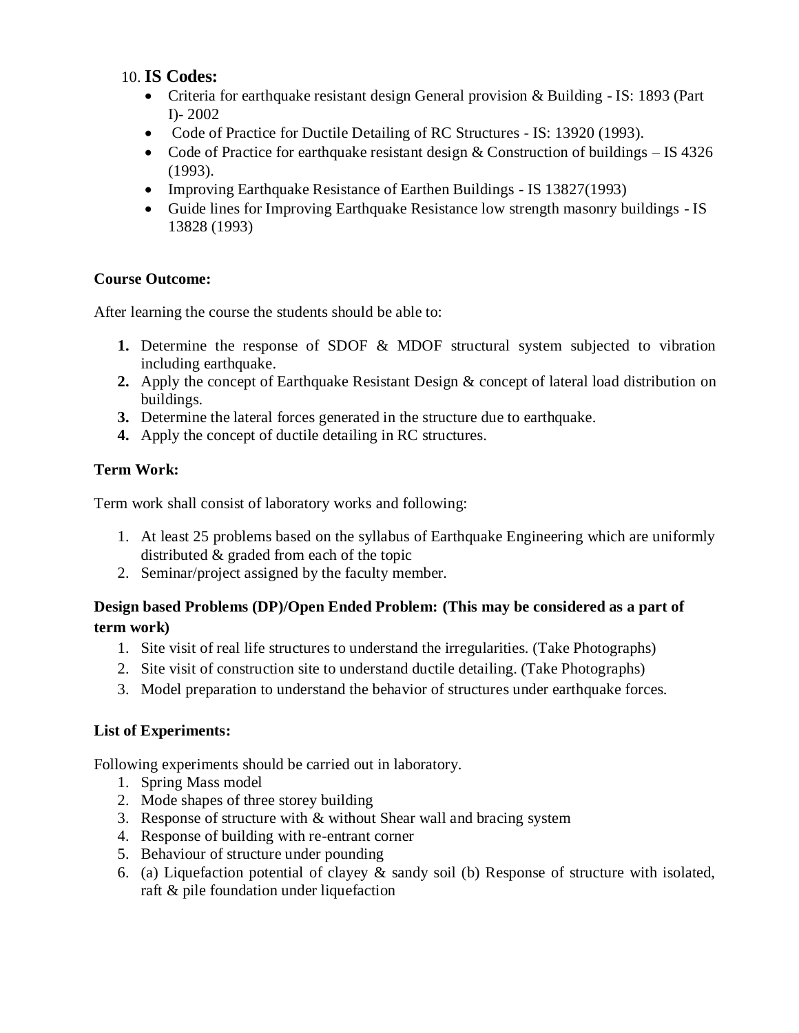10. **IS Codes:**
    - Criteria for earthquake resistant design General provision & Building - IS: 1893 (Part I)- 2002
    - Code of Practice for Ductile Detailing of RC Structures - IS: 13920 (1993).
    - Code of Practice for earthquake resistant design & Construction of buildings – IS 4326 (1993).
    - Improving Earthquake Resistance of Earthen Buildings - IS 13827(1993)
    - Guide lines for Improving Earthquake Resistance low strength masonry buildings - IS 13828 (1993)

**Course Outcome:**

After learning the course the students should be able to:

1. Determine the response of SDOF & MDOF structural system subjected to vibration including earthquake.
2. Apply the concept of Earthquake Resistant Design & concept of lateral load distribution on buildings.
3. Determine the lateral forces generated in the structure due to earthquake.
4. Apply the concept of ductile detailing in RC structures.

**Term Work:**

Term work shall consist of laboratory works and following:

1. At least 25 problems based on the syllabus of Earthquake Engineering which are uniformly distributed & graded from each of the topic
2. Seminar/project assigned by the faculty member.

**Design based Problems (DP)/Open Ended Problem: (This may be considered as a part of term work)**

1. Site visit of real life structures to understand the irregularities. (Take Photographs)
2. Site visit of construction site to understand ductile detailing. (Take Photographs)
3. Model preparation to understand the behavior of structures under earthquake forces.

**List of Experiments:**

Following experiments should be carried out in laboratory.

1. Spring Mass model
2. Mode shapes of three storey building
3. Response of structure with & without Shear wall and bracing system
4. Response of building with re-entrant corner
5. Behaviour of structure under pounding
6. (a) Liquefaction potential of clayey & sandy soil (b) Response of structure with isolated, raft & pile foundation under liquefaction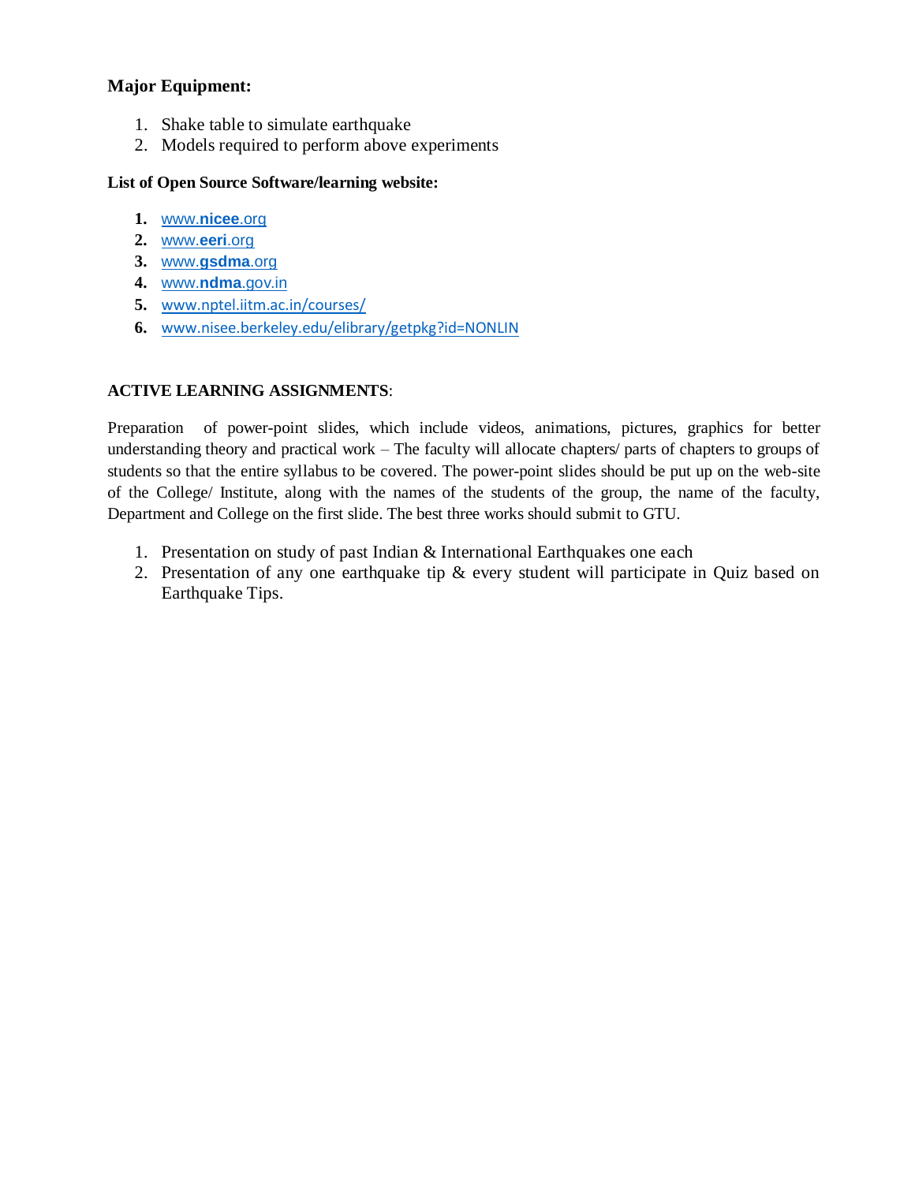### Major Equipment:

1. Shake table to simulate earthquake
2. Models required to perform above experiments

**List of Open Source Software/learning website:**

1. www.**nicee**.org
2. www.**eeri**.org
3. www.**gsdma**.org
4. www.**ndma**.gov.in
5. www.nptel.iitm.ac.in/courses/
6. www.nisee.berkeley.edu/elibrary/getpkg?id=NONLIN

**ACTIVE LEARNING ASSIGNMENTS**:

Preparation of power-point slides, which include videos, animations, pictures, graphics for better understanding theory and practical work – The faculty will allocate chapters/ parts of chapters to groups of students so that the entire syllabus to be covered. The power-point slides should be put up on the web-site of the College/ Institute, along with the names of the students of the group, the name of the faculty, Department and College on the first slide. The best three works should submit to GTU.

1. Presentation on study of past Indian & International Earthquakes one each
2. Presentation of any one earthquake tip & every student will participate in Quiz based on Earthquake Tips.